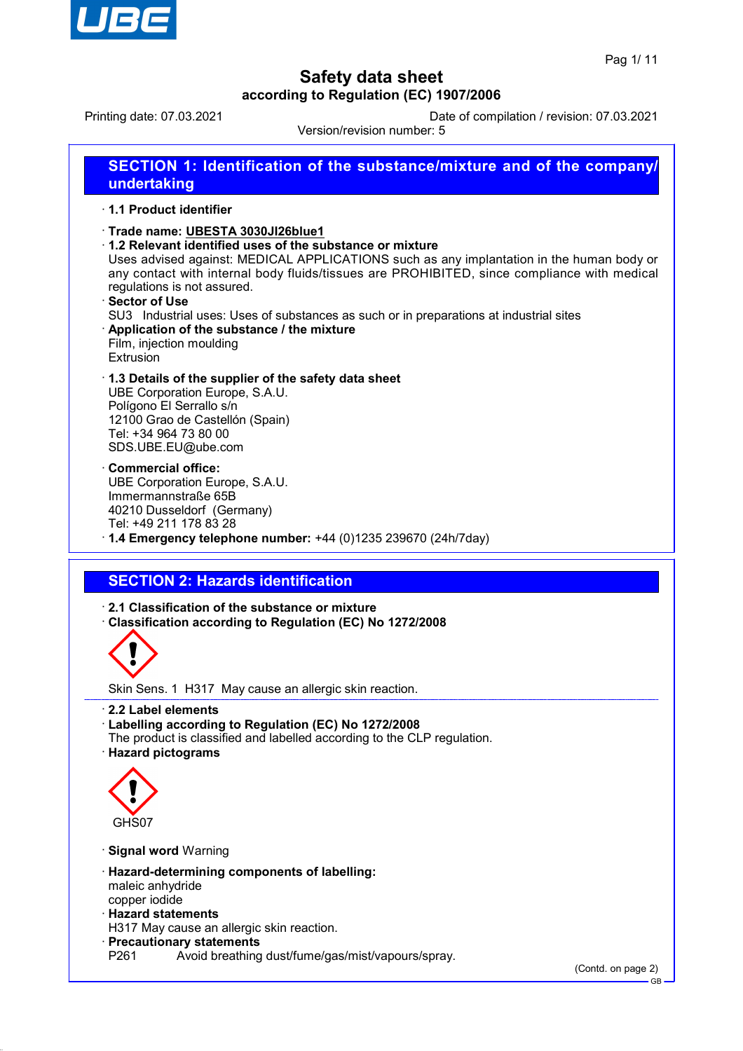# Safety data sheet
## according to Regulation (EC) 1907/2006

Printing date: 07.03.2021 Date of compilation / revision: 07.03.2021

Version/revision number: 5

## SECTION 1: Identification of the substance/mixture and of the company/ undertaking

· **1.1 Product identifier**

· **Trade name: UBESTA 3030JI26blue1**

· **1.2 Relevant identified uses of the substance or mixture**
Uses advised against: MEDICAL APPLICATIONS such as any implantation in the human body or any contact with internal body fluids/tissues are PROHIBITED, since compliance with medical regulations is not assured.

· **Sector of Use**
SU3 Industrial uses: Uses of substances as such or in preparations at industrial sites

· **Application of the substance / the mixture**
Film, injection moulding
Extrusion

· **1.3 Details of the supplier of the safety data sheet**
UBE Corporation Europe, S.A.U.
Polígono El Serrallo s/n
12100 Grao de Castellón (Spain)
Tel: +34 964 73 80 00
SDS.UBE.EU@ube.com

· **Commercial office:**
UBE Corporation Europe, S.A.U.
Immermannstraße 65B
40210 Dusseldorf (Germany)
Tel: +49 211 178 83 28

· **1.4 Emergency telephone number:** +44 (0)1235 239670 (24h/7day)

## SECTION 2: Hazards identification

· **2.1 Classification of the substance or mixture**

· **Classification according to Regulation (EC) No 1272/2008**

Skin Sens. 1 H317 May cause an allergic skin reaction.

· **2.2 Label elements**

· **Labelling according to Regulation (EC) No 1272/2008**
The product is classified and labelled according to the CLP regulation.

· **Hazard pictograms**

GHS07

· **Signal word** Warning

· **Hazard-determining components of labelling:**
maleic anhydride
copper iodide

· **Hazard statements**
H317 May cause an allergic skin reaction.

· **Precautionary statements**
P261 Avoid breathing dust/fume/gas/mist/vapours/spray.

(Contd. on page 2)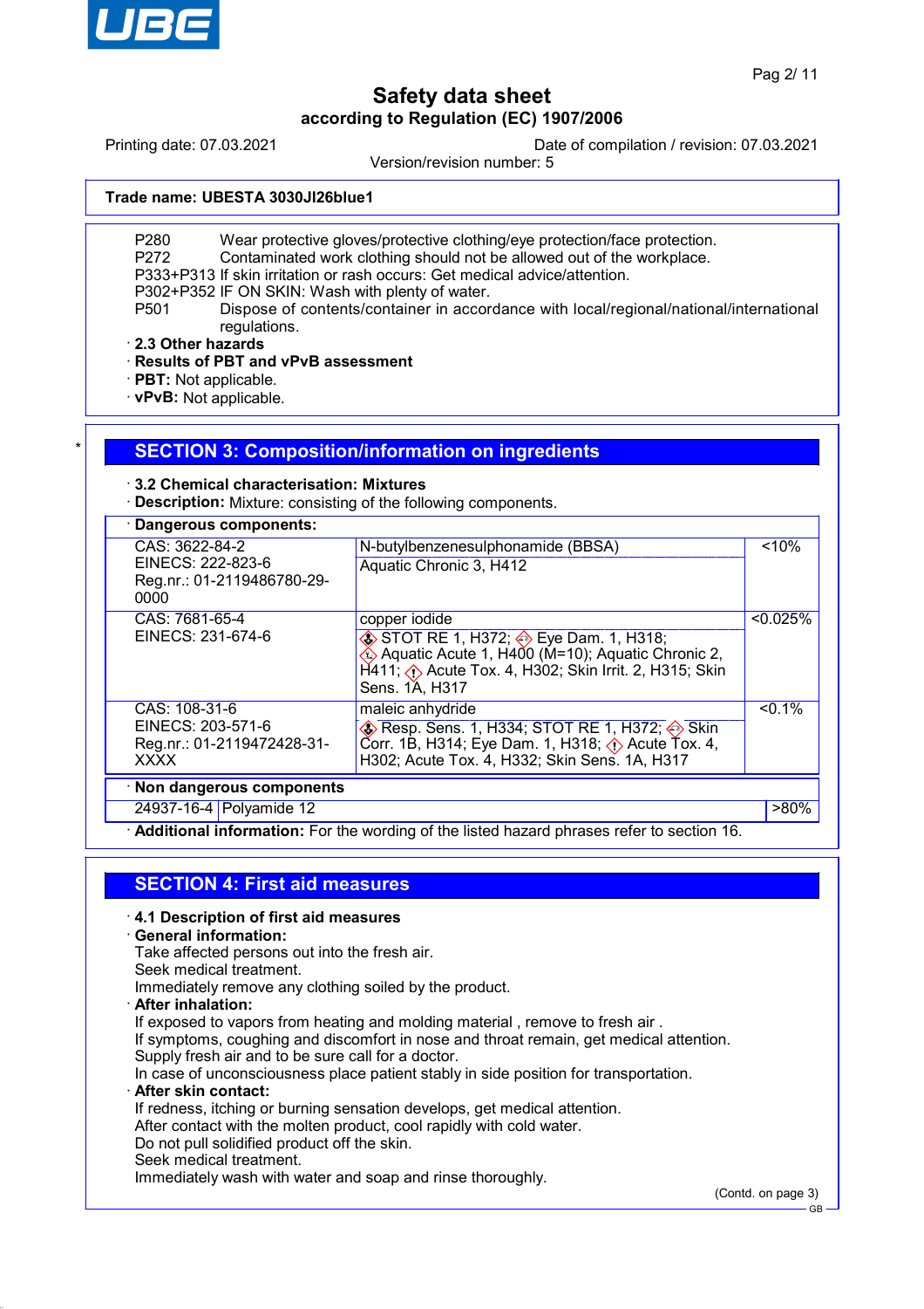**Trade name: UBESTA 3030JI26blue1**

P280 Wear protective gloves/protective clothing/eye protection/face protection.
P272 Contaminated work clothing should not be allowed out of the workplace.
P333+P313 If skin irritation or rash occurs: Get medical advice/attention.
P302+P352 IF ON SKIN: Wash with plenty of water.
P501 Dispose of contents/container in accordance with local/regional/national/international regulations.

· **2.3 Other hazards**
· **Results of PBT and vPvB assessment**
· **PBT:** Not applicable.
· **vPvB:** Not applicable.

## SECTION 3: Composition/information on ingredients

· **3.2 Chemical characterisation: Mixtures**
· **Description:** Mixture: consisting of the following components.

| · **Dangerous components:** | | |
|---|---|---|
| CAS: 3622-84-2<br>EINECS: 222-823-6<br>Reg.nr.: 01-2119486780-29-0000 | N-butylbenzenesulphonamide (BBSA)<br>Aquatic Chronic 3, H412 | <10% |
| CAS: 7681-65-4<br>EINECS: 231-674-6 | copper iodide<br>STOT RE 1, H372; Eye Dam. 1, H318; Aquatic Acute 1, H400 (M=10); Aquatic Chronic 2, H411; Acute Tox. 4, H302; Skin Irrit. 2, H315; Skin Sens. 1A, H317 | <0.025% |
| CAS: 108-31-6<br>EINECS: 203-571-6<br>Reg.nr.: 01-2119472428-31-XXXX | maleic anhydride<br>Resp. Sens. 1, H334; STOT RE 1, H372; Skin Corr. 1B, H314; Eye Dam. 1, H318; Acute Tox. 4, H302; Acute Tox. 4, H332; Skin Sens. 1A, H317 | <0.1% |

| · **Non dangerous components** | | |
|---|---|---|
| 24937-16-4 | Polyamide 12 | >80% |

· **Additional information:** For the wording of the listed hazard phrases refer to section 16.

## SECTION 4: First aid measures

· **4.1 Description of first aid measures**
· **General information:**
Take affected persons out into the fresh air.
Seek medical treatment.
Immediately remove any clothing soiled by the product.
· **After inhalation:**
If exposed to vapors from heating and molding material , remove to fresh air .
If symptoms, coughing and discomfort in nose and throat remain, get medical attention.
Supply fresh air and to be sure call for a doctor.
In case of unconsciousness place patient stably in side position for transportation.
· **After skin contact:**
If redness, itching or burning sensation develops, get medical attention.
After contact with the molten product, cool rapidly with cold water.
Do not pull solidified product off the skin.
Seek medical treatment.
Immediately wash with water and soap and rinse thoroughly.

(Contd. on page 3)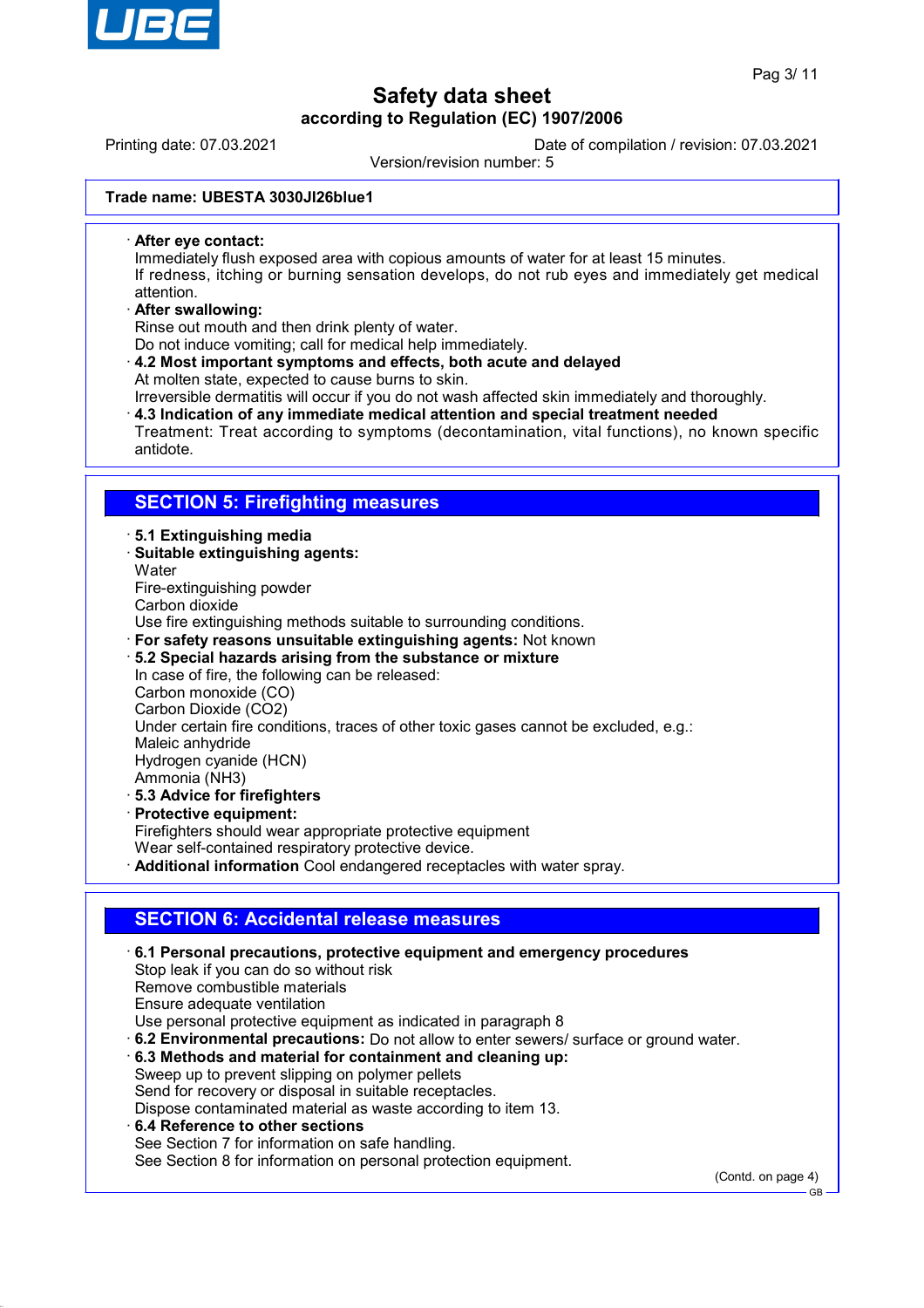Safety data sheet
according to Regulation (EC) 1907/2006

Printing date: 07.03.2021 Date of compilation / revision: 07.03.2021
Version/revision number: 5

**Trade name: UBESTA 3030JI26blue1**

- **After eye contact:**
  Immediately flush exposed area with copious amounts of water for at least 15 minutes.
  If redness, itching or burning sensation develops, do not rub eyes and immediately get medical attention.
- **After swallowing:**
  Rinse out mouth and then drink plenty of water.
  Do not induce vomiting; call for medical help immediately.
- **4.2 Most important symptoms and effects, both acute and delayed**
  At molten state, expected to cause burns to skin.
  Irreversible dermatitis will occur if you do not wash affected skin immediately and thoroughly.
- **4.3 Indication of any immediate medical attention and special treatment needed**
  Treatment: Treat according to symptoms (decontamination, vital functions), no known specific antidote.

## SECTION 5: Firefighting measures

- **5.1 Extinguishing media**
- **Suitable extinguishing agents:**
  Water
  Fire-extinguishing powder
  Carbon dioxide
  Use fire extinguishing methods suitable to surrounding conditions.
- **For safety reasons unsuitable extinguishing agents:** Not known
- **5.2 Special hazards arising from the substance or mixture**
  In case of fire, the following can be released:
  Carbon monoxide (CO)
  Carbon Dioxide ($CO_2$)
  Under certain fire conditions, traces of other toxic gases cannot be excluded, e.g.:
  Maleic anhydride
  Hydrogen cyanide (HCN)
  Ammonia ($NH_3$)
- **5.3 Advice for firefighters**
- **Protective equipment:**
  Firefighters should wear appropriate protective equipment
  Wear self-contained respiratory protective device.
- **Additional information** Cool endangered receptacles with water spray.

## SECTION 6: Accidental release measures

- **6.1 Personal precautions, protective equipment and emergency procedures**
  Stop leak if you can do so without risk
  Remove combustible materials
  Ensure adequate ventilation
  Use personal protective equipment as indicated in paragraph 8
- **6.2 Environmental precautions:** Do not allow to enter sewers/ surface or ground water.
- **6.3 Methods and material for containment and cleaning up:**
  Sweep up to prevent slipping on polymer pellets
  Send for recovery or disposal in suitable receptacles.
  Dispose contaminated material as waste according to item 13.
- **6.4 Reference to other sections**
  See Section 7 for information on safe handling.
  See Section 8 for information on personal protection equipment.

(Contd. on page 4)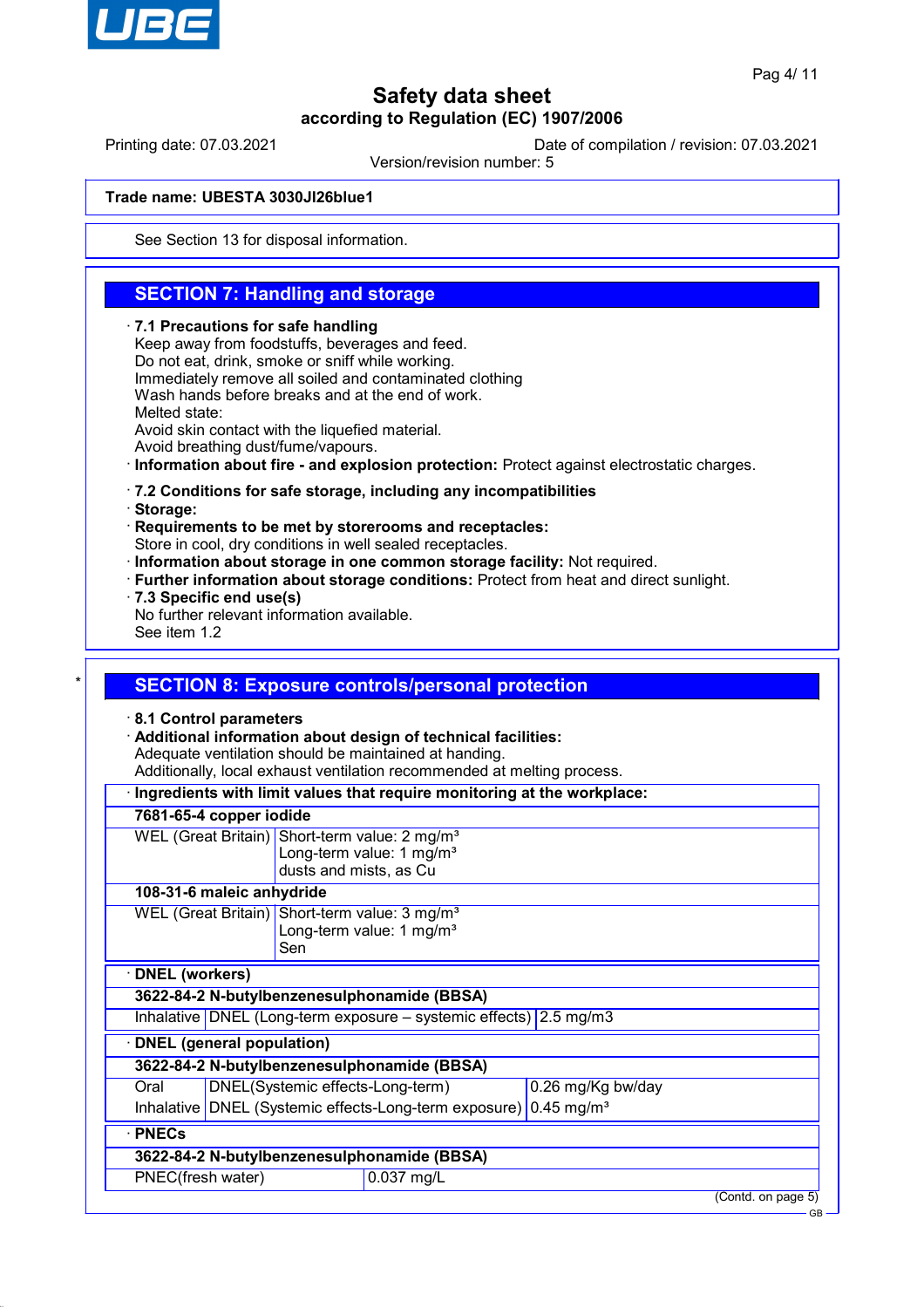Trade name: UBESTA 3030JI26blue1

See Section 13 for disposal information.

## SECTION 7: Handling and storage

· **7.1 Precautions for safe handling**
Keep away from foodstuffs, beverages and feed.
Do not eat, drink, smoke or sniff while working.
Immediately remove all soiled and contaminated clothing
Wash hands before breaks and at the end of work.
Melted state:
Avoid skin contact with the liquefied material.
Avoid breathing dust/fume/vapours.
· **Information about fire - and explosion protection:** Protect against electrostatic charges.

· **7.2 Conditions for safe storage, including any incompatibilities**
· **Storage:**
· **Requirements to be met by storerooms and receptacles:**
Store in cool, dry conditions in well sealed receptacles.
· **Information about storage in one common storage facility:** Not required.
· **Further information about storage conditions:** Protect from heat and direct sunlight.
· **7.3 Specific end use(s)**
No further relevant information available.
See item 1.2

\*

## SECTION 8: Exposure controls/personal protection

· **8.1 Control parameters**
· **Additional information about design of technical facilities:**
Adequate ventilation should be maintained at handing.
Additionally, local exhaust ventilation recommended at melting process.

| · Ingredients with limit values that require monitoring at the workplace: | |
|---|---|
| **7681-65-4 copper iodide** | |
| WEL (Great Britain) | Short-term value: 2 mg/m³<br>Long-term value: 1 mg/m³<br>dusts and mists, as Cu |
| **108-31-6 maleic anhydride** | |
| WEL (Great Britain) | Short-term value: 3 mg/m³<br>Long-term value: 1 mg/m³<br>Sen |

| · DNEL (workers) | | |
|---|---|---|
| **3622-84-2 N-butylbenzenesulphonamide (BBSA)** | | |
| Inhalative | DNEL (Long-term exposure – systemic effects) | 2.5 mg/m3 |

| · DNEL (general population) | | |
|---|---|---|
| **3622-84-2 N-butylbenzenesulphonamide (BBSA)** | | |
| Oral | DNEL(Systemic effects-Long-term) | 0.26 mg/Kg bw/day |
| Inhalative | DNEL (Systemic effects-Long-term exposure) | 0.45 mg/m³ |

| · PNECs | |
|---|---|
| **3622-84-2 N-butylbenzenesulphonamide (BBSA)** | |
| PNEC(fresh water) | 0.037 mg/L |

(Contd. on page 5)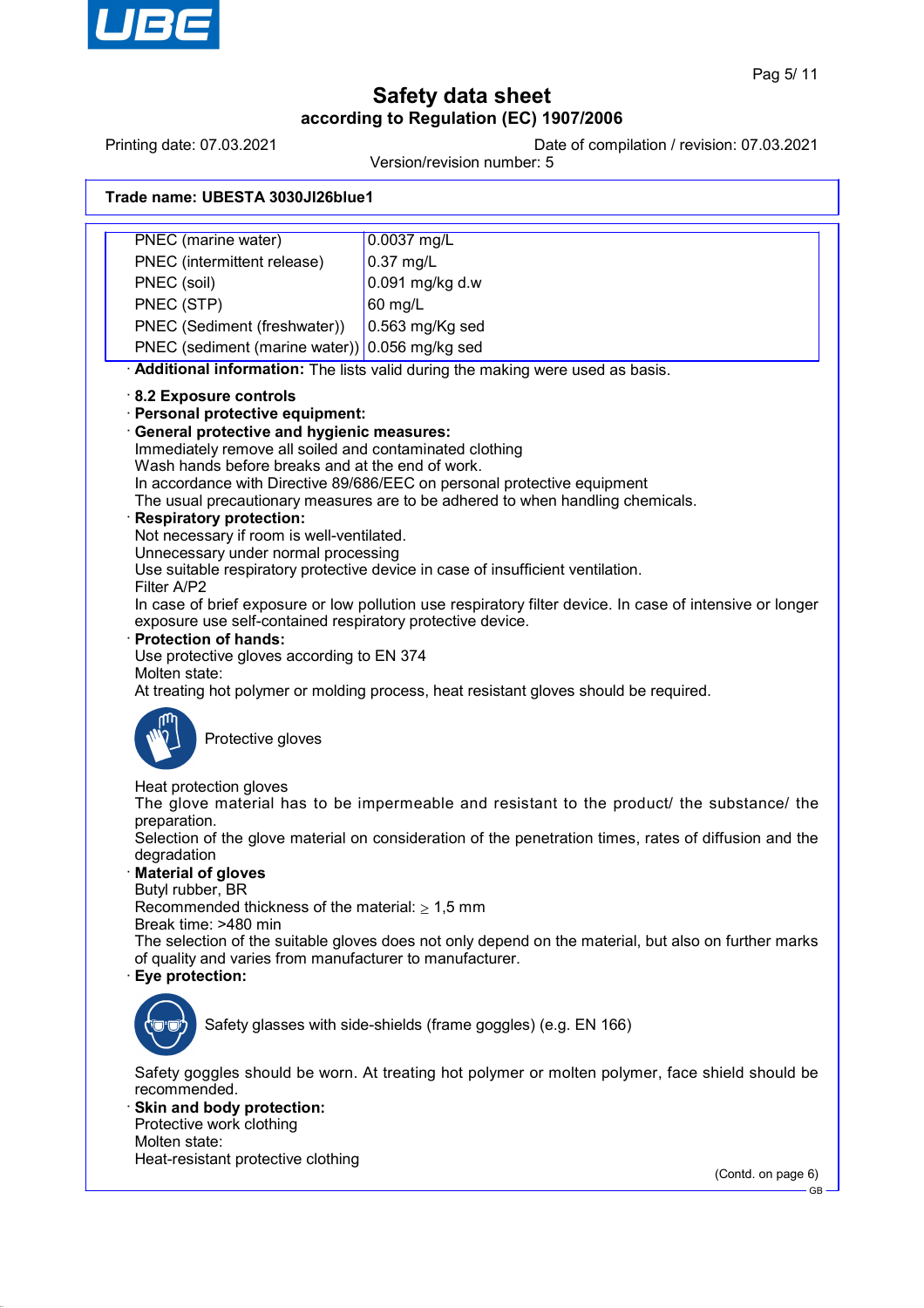**Trade name: UBESTA 3030JI26blue1**

| | |
|---|---|
| PNEC (marine water) | 0.0037 mg/L |
| PNEC (intermittent release) | 0.37 mg/L |
| PNEC (soil) | 0.091 mg/kg d.w |
| PNEC (STP) | 60 mg/L |
| PNEC (Sediment (freshwater)) | 0.563 mg/Kg sed |
| PNEC (sediment (marine water)) | 0.056 mg/kg sed |

· **Additional information:** The lists valid during the making were used as basis.

· **8.2 Exposure controls**

· **Personal protective equipment:**

· **General protective and hygienic measures:**
Immediately remove all soiled and contaminated clothing
Wash hands before breaks and at the end of work.
In accordance with Directive 89/686/EEC on personal protective equipment
The usual precautionary measures are to be adhered to when handling chemicals.

· **Respiratory protection:**
Not necessary if room is well-ventilated.
Unnecessary under normal processing
Use suitable respiratory protective device in case of insufficient ventilation.
Filter A/P2
In case of brief exposure or low pollution use respiratory filter device. In case of intensive or longer exposure use self-contained respiratory protective device.

· **Protection of hands:**
Use protective gloves according to EN 374
Molten state:
At treating hot polymer or molding process, heat resistant gloves should be required.

Protective gloves

Heat protection gloves
The glove material has to be impermeable and resistant to the product/ the substance/ the preparation.
Selection of the glove material on consideration of the penetration times, rates of diffusion and the degradation

· **Material of gloves**
Butyl rubber, BR
Recommended thickness of the material: ≥ 1,5 mm
Break time: >480 min
The selection of the suitable gloves does not only depend on the material, but also on further marks of quality and varies from manufacturer to manufacturer.

· **Eye protection:**

Safety glasses with side-shields (frame goggles) (e.g. EN 166)

Safety goggles should be worn. At treating hot polymer or molten polymer, face shield should be recommended.

· **Skin and body protection:**
Protective work clothing
Molten state:
Heat-resistant protective clothing

(Contd. on page 6)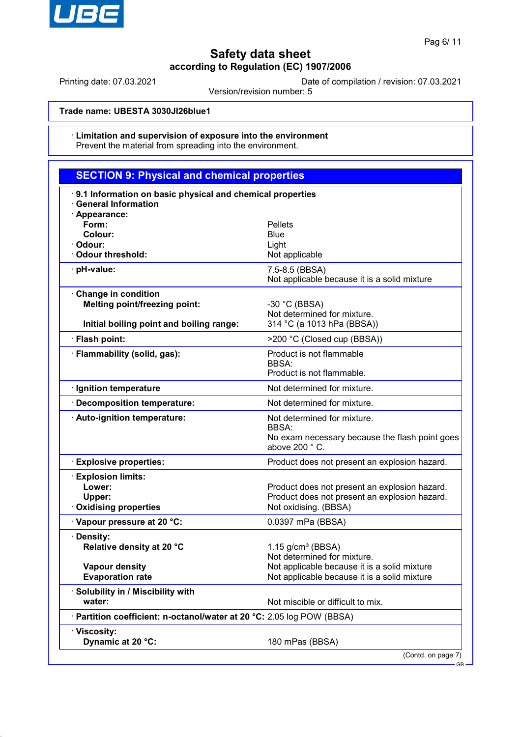# Safety data sheet

**according to Regulation (EC) 1907/2006**

Printing date: 07.03.2021 — Date of compilation / revision: 07.03.2021

Version/revision number: 5

**Trade name: UBESTA 3030JI26blue1**

· **Limitation and supervision of exposure into the environment**
Prevent the material from spreading into the environment.

## SECTION 9: Physical and chemical properties

· **9.1 Information on basic physical and chemical properties**

· **General Information**

| Property | Value |
|---|---|
| · **Appearance:** | |
| **Form:** | Pellets |
| **Colour:** | Blue |
| · **Odour:** | Light |
| · **Odour threshold:** | Not applicable |
| · **pH-value:** | 7.5-8.5 (BBSA)<br>Not applicable because it is a solid mixture |
| · **Change in condition** | |
| **Melting point/freezing point:** | -30 °C (BBSA)<br>Not determined for mixture. |
| **Initial boiling point and boiling range:** | 314 °C (a 1013 hPa (BBSA)) |
| · **Flash point:** | >200 °C (Closed cup (BBSA)) |
| · **Flammability (solid, gas):** | Product is not flammable<br>BBSA:<br>Product is not flammable. |
| · **Ignition temperature** | Not determined for mixture. |
| · **Decomposition temperature:** | Not determined for mixture. |
| · **Auto-ignition temperature:** | Not determined for mixture.<br>BBSA:<br>No exam necessary because the flash point goes above 200 ° C. |
| · **Explosive properties:** | Product does not present an explosion hazard. |
| · **Explosion limits:** | |
| **Lower:** | Product does not present an explosion hazard. |
| **Upper:** | Product does not present an explosion hazard. |
| · **Oxidising properties** | Not oxidising. (BBSA) |
| · **Vapour pressure at 20 °C:** | 0.0397 mPa (BBSA) |
| · **Density:** | |
| **Relative density at 20 °C** | 1.15 g/cm³ (BBSA)<br>Not determined for mixture. |
| **Vapour density** | Not applicable because it is a solid mixture |
| **Evaporation rate** | Not applicable because it is a solid mixture |
| · **Solubility in / Miscibility with** | |
| **water:** | Not miscible or difficult to mix. |
| · **Partition coefficient: n-octanol/water at 20 °C:** | 2.05 log POW (BBSA) |
| · **Viscosity:** | |
| **Dynamic at 20 °C:** | 180 mPas (BBSA) |

(Contd. on page 7)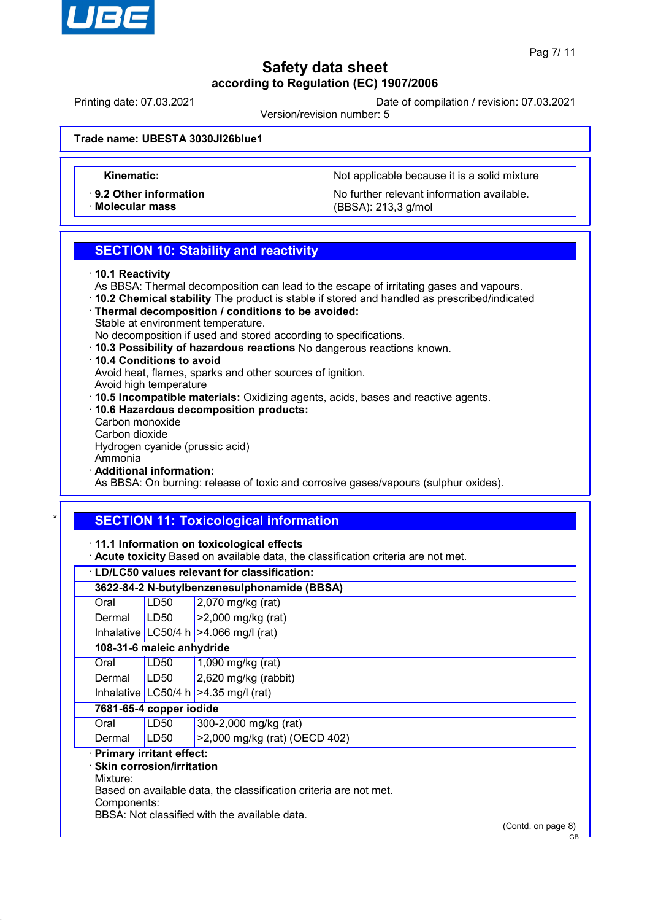Trade name: **UBESTA 3030JI26blue1**

| | |
|---|---|
| **Kinematic:** | Not applicable because it is a solid mixture |
| · **9.2 Other information** | No further relevant information available. |
| · **Molecular mass** | (BBSA): 213,3 g/mol |

## SECTION 10: Stability and reactivity

· **10.1 Reactivity**
As BBSA: Thermal decomposition can lead to the escape of irritating gases and vapours.
· **10.2 Chemical stability** The product is stable if stored and handled as prescribed/indicated
· **Thermal decomposition / conditions to be avoided:**
Stable at environment temperature.
No decomposition if used and stored according to specifications.
· **10.3 Possibility of hazardous reactions** No dangerous reactions known.
· **10.4 Conditions to avoid**
Avoid heat, flames, sparks and other sources of ignition.
Avoid high temperature
· **10.5 Incompatible materials:** Oxidizing agents, acids, bases and reactive agents.
· **10.6 Hazardous decomposition products:**
Carbon monoxide
Carbon dioxide
Hydrogen cyanide (prussic acid)
Ammonia
· **Additional information:**
As BBSA: On burning: release of toxic and corrosive gases/vapours (sulphur oxides).

## SECTION 11: Toxicological information

· **11.1 Information on toxicological effects**
· **Acute toxicity** Based on available data, the classification criteria are not met.

| · **LD/LC50 values relevant for classification:** | | |
|---|---|---|
| **3622-84-2 N-butylbenzenesulphonamide (BBSA)** | | |
| Oral | LD50 | 2,070 mg/kg (rat) |
| Dermal | LD50 | >2,000 mg/kg (rat) |
| Inhalative | LC50/4 h | >4.066 mg/l (rat) |
| **108-31-6 maleic anhydride** | | |
| Oral | LD50 | 1,090 mg/kg (rat) |
| Dermal | LD50 | 2,620 mg/kg (rabbit) |
| Inhalative | LC50/4 h | >4.35 mg/l (rat) |
| **7681-65-4 copper iodide** | | |
| Oral | LD50 | 300-2,000 mg/kg (rat) |
| Dermal | LD50 | >2,000 mg/kg (rat) (OECD 402) |

· **Primary irritant effect:**
· **Skin corrosion/irritation**
Mixture:
Based on available data, the classification criteria are not met.
Components:
BBSA: Not classified with the available data.

(Contd. on page 8)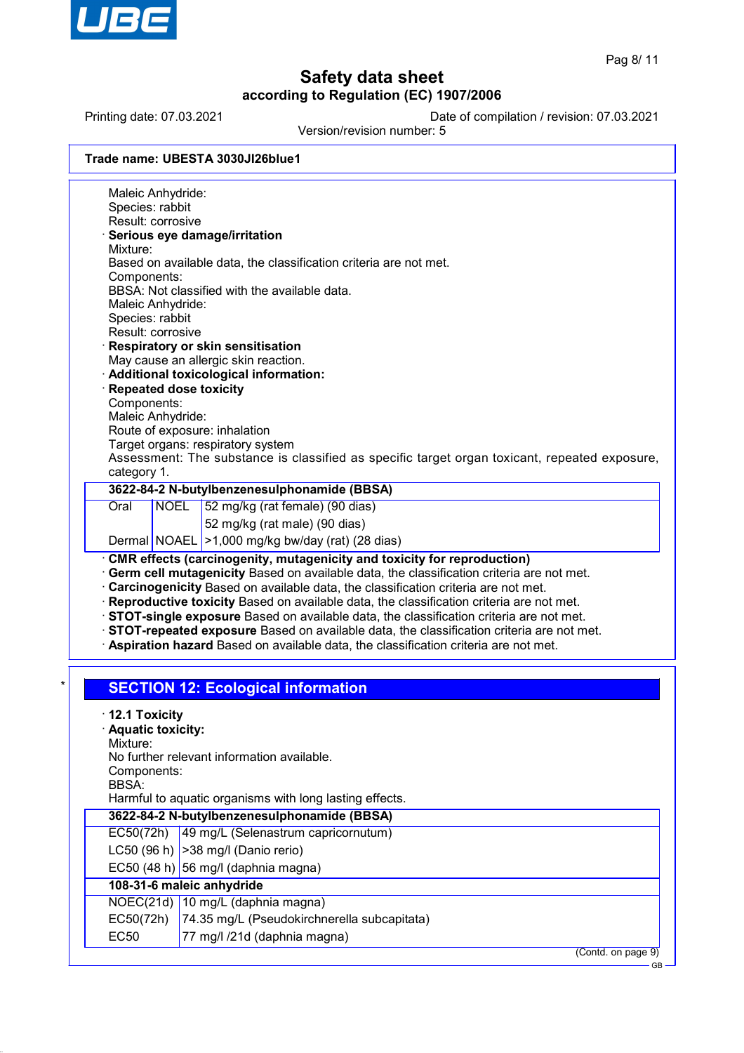Maleic Anhydride:
Species: rabbit
Result: corrosive

· **Serious eye damage/irritation**
Mixture:
Based on available data, the classification criteria are not met.
Components:
BBSA: Not classified with the available data.
Maleic Anhydride:
Species: rabbit
Result: corrosive

· **Respiratory or skin sensitisation**
May cause an allergic skin reaction.

· **Additional toxicological information:**

· **Repeated dose toxicity**
Components:
Maleic Anhydride:
Route of exposure: inhalation
Target organs: respiratory system
Assessment: The substance is classified as specific target organ toxicant, repeated exposure, category 1.

| **3622-84-2 N-butylbenzenesulphonamide (BBSA)** | | |
|---|---|---|
| Oral | NOEL | 52 mg/kg (rat female) (90 dias) |
| | | 52 mg/kg (rat male) (90 dias) |
| Dermal | NOAEL | >1,000 mg/kg bw/day (rat) (28 dias) |

· **CMR effects (carcinogenity, mutagenicity and toxicity for reproduction)**
· **Germ cell mutagenicity** Based on available data, the classification criteria are not met.
· **Carcinogenicity** Based on available data, the classification criteria are not met.
· **Reproductive toxicity** Based on available data, the classification criteria are not met.
· **STOT-single exposure** Based on available data, the classification criteria are not met.
· **STOT-repeated exposure** Based on available data, the classification criteria are not met.
· **Aspiration hazard** Based on available data, the classification criteria are not met.

\*

## SECTION 12: Ecological information

· **12.1 Toxicity**

· **Aquatic toxicity:**
Mixture:
No further relevant information available.
Components:
BBSA:
Harmful to aquatic organisms with long lasting effects.

| **3622-84-2 N-butylbenzenesulphonamide (BBSA)** | |
|---|---|
| EC50(72h) | 49 mg/L (Selenastrum capricornutum) |
| LC50 (96 h) | >38 mg/l (Danio rerio) |
| EC50 (48 h) | 56 mg/l (daphnia magna) |
| **108-31-6 maleic anhydride** | |
| NOEC(21d) | 10 mg/L (daphnia magna) |
| EC50(72h) | 74.35 mg/L (Pseudokirchnerella subcapitata) |
| EC50 | 77 mg/l /21d (daphnia magna) |

(Contd. on page 9)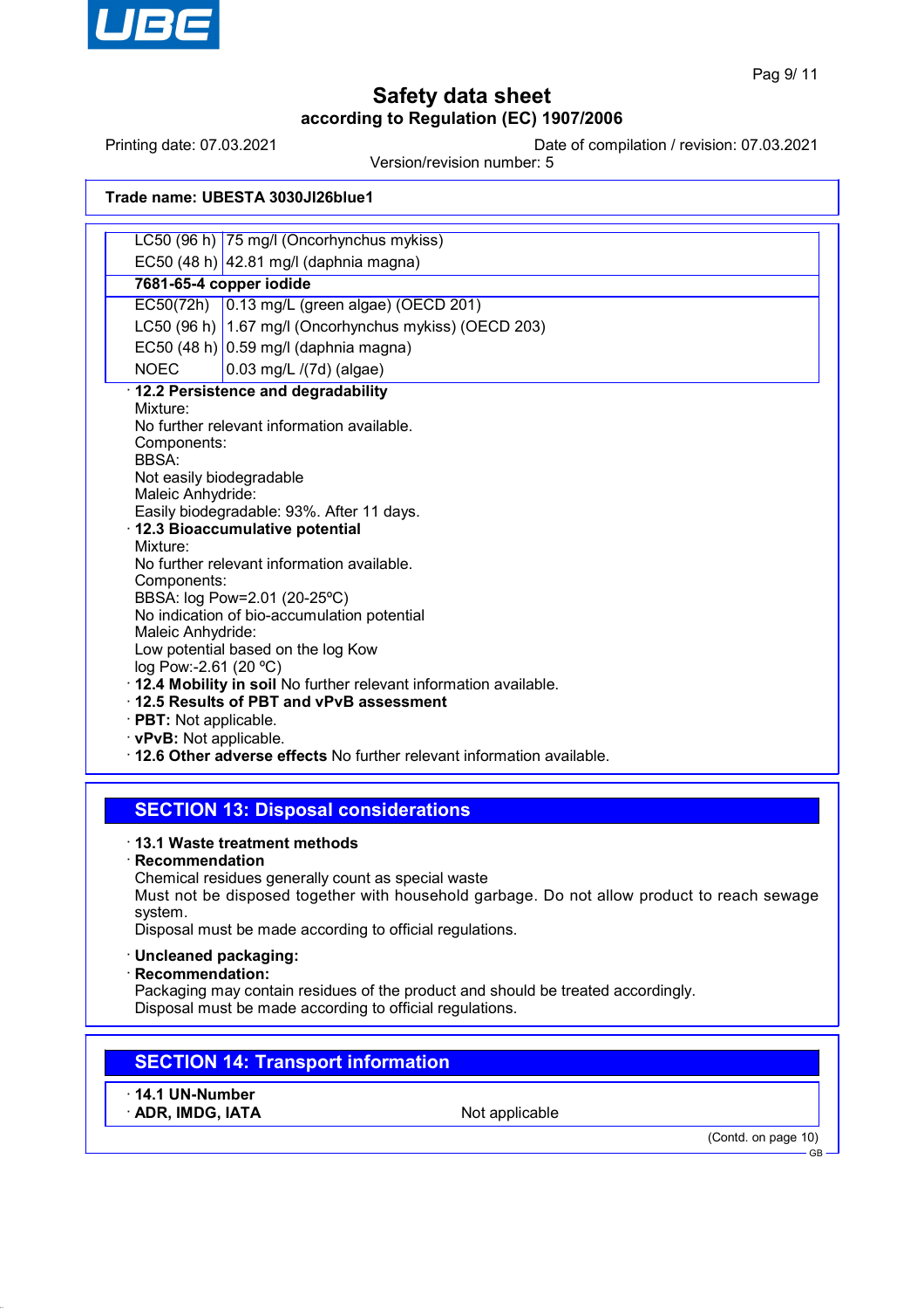**Trade name: UBESTA 3030JI26blue1**

| | |
|---|---|
| LC50 (96 h) | 75 mg/l (Oncorhynchus mykiss) |
| EC50 (48 h) | 42.81 mg/l (daphnia magna) |
| **7681-65-4 copper iodide** | |
| EC50(72h) | 0.13 mg/L (green algae) (OECD 201) |
| LC50 (96 h) | 1.67 mg/l (Oncorhynchus mykiss) (OECD 203) |
| EC50 (48 h) | 0.59 mg/l (daphnia magna) |
| NOEC | 0.03 mg/L /(7d) (algae) |

· **12.2 Persistence and degradability**
Mixture:
No further relevant information available.
Components:
BBSA:
Not easily biodegradable
Maleic Anhydride:
Easily biodegradable: 93%. After 11 days.

· **12.3 Bioaccumulative potential**
Mixture:
No further relevant information available.
Components:
BBSA: log Pow=2.01 (20-25ºC)
No indication of bio-accumulation potential
Maleic Anhydride:
Low potential based on the log Kow
log Pow:-2.61 (20 ºC)

· **12.4 Mobility in soil** No further relevant information available.

· **12.5 Results of PBT and vPvB assessment**

· **PBT:** Not applicable.

· **vPvB:** Not applicable.

· **12.6 Other adverse effects** No further relevant information available.

## SECTION 13: Disposal considerations

· **13.1 Waste treatment methods**

· **Recommendation**
Chemical residues generally count as special waste
Must not be disposed together with household garbage. Do not allow product to reach sewage system.
Disposal must be made according to official regulations.

· **Uncleaned packaging:**

· **Recommendation:**
Packaging may contain residues of the product and should be treated accordingly.
Disposal must be made according to official regulations.

## SECTION 14: Transport information

· **14.1 UN-Number**

· **ADR, IMDG, IATA** Not applicable

(Contd. on page 10)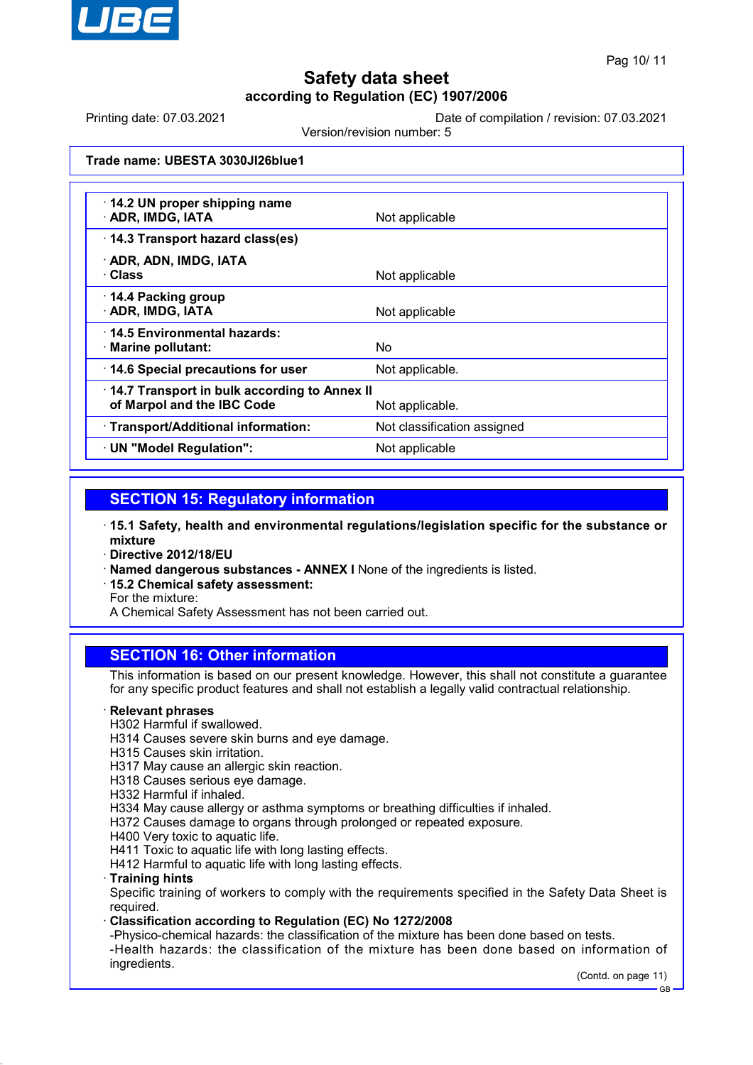**Trade name: UBESTA 3030JI26blue1**

| | |
|---|---|
| · **14.2 UN proper shipping name**<br>· **ADR, IMDG, IATA** | Not applicable |
| · **14.3 Transport hazard class(es)**<br><br>· **ADR, ADN, IMDG, IATA**<br>· **Class** | Not applicable |
| · **14.4 Packing group**<br>· **ADR, IMDG, IATA** | Not applicable |
| · **14.5 Environmental hazards:**<br>· **Marine pollutant:** | No |
| · **14.6 Special precautions for user** | Not applicable. |
| · **14.7 Transport in bulk according to Annex II of Marpol and the IBC Code** | Not applicable. |
| · **Transport/Additional information:** | Not classification assigned |
| · **UN "Model Regulation":** | Not applicable |

## SECTION 15: Regulatory information

· **15.1 Safety, health and environmental regulations/legislation specific for the substance or mixture**
· **Directive 2012/18/EU**
· **Named dangerous substances - ANNEX I** None of the ingredients is listed.
· **15.2 Chemical safety assessment:**
For the mixture:
A Chemical Safety Assessment has not been carried out.

## SECTION 16: Other information

This information is based on our present knowledge. However, this shall not constitute a guarantee for any specific product features and shall not establish a legally valid contractual relationship.

· **Relevant phrases**
H302 Harmful if swallowed.
H314 Causes severe skin burns and eye damage.
H315 Causes skin irritation.
H317 May cause an allergic skin reaction.
H318 Causes serious eye damage.
H332 Harmful if inhaled.
H334 May cause allergy or asthma symptoms or breathing difficulties if inhaled.
H372 Causes damage to organs through prolonged or repeated exposure.
H400 Very toxic to aquatic life.
H411 Toxic to aquatic life with long lasting effects.
H412 Harmful to aquatic life with long lasting effects.
· **Training hints**
Specific training of workers to comply with the requirements specified in the Safety Data Sheet is required.
· **Classification according to Regulation (EC) No 1272/2008**
-Physico-chemical hazards: the classification of the mixture has been done based on tests.
-Health hazards: the classification of the mixture has been done based on information of ingredients.

(Contd. on page 11)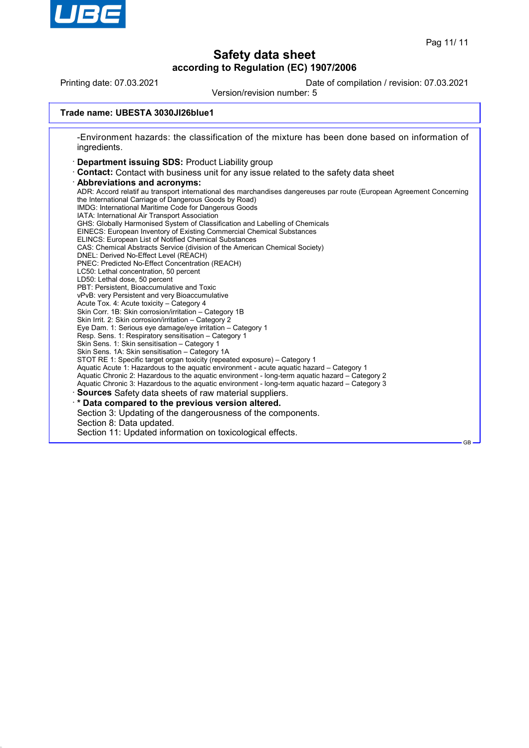# Safety data sheet
## according to Regulation (EC) 1907/2006

Printing date: 07.03.2021 | Date of compilation / revision: 07.03.2021
Version/revision number: 5

**Trade name: UBESTA 3030JI26blue1**

-Environment hazards: the classification of the mixture has been done based on information of ingredients.

· **Department issuing SDS:** Product Liability group
· **Contact:** Contact with business unit for any issue related to the safety data sheet
· **Abbreviations and acronyms:**
ADR: Accord relatif au transport international des marchandises dangereuses par route (European Agreement Concerning the International Carriage of Dangerous Goods by Road)
IMDG: International Maritime Code for Dangerous Goods
IATA: International Air Transport Association
GHS: Globally Harmonised System of Classification and Labelling of Chemicals
EINECS: European Inventory of Existing Commercial Chemical Substances
ELINCS: European List of Notified Chemical Substances
CAS: Chemical Abstracts Service (division of the American Chemical Society)
DNEL: Derived No-Effect Level (REACH)
PNEC: Predicted No-Effect Concentration (REACH)
LC50: Lethal concentration, 50 percent
LD50: Lethal dose, 50 percent
PBT: Persistent, Bioaccumulative and Toxic
vPvB: very Persistent and very Bioaccumulative
Acute Tox. 4: Acute toxicity – Category 4
Skin Corr. 1B: Skin corrosion/irritation – Category 1B
Skin Irrit. 2: Skin corrosion/irritation – Category 2
Eye Dam. 1: Serious eye damage/eye irritation – Category 1
Resp. Sens. 1: Respiratory sensitisation – Category 1
Skin Sens. 1: Skin sensitisation – Category 1
Skin Sens. 1A: Skin sensitisation – Category 1A
STOT RE 1: Specific target organ toxicity (repeated exposure) – Category 1
Aquatic Acute 1: Hazardous to the aquatic environment - acute aquatic hazard – Category 1
Aquatic Chronic 2: Hazardous to the aquatic environment - long-term aquatic hazard – Category 2
Aquatic Chronic 3: Hazardous to the aquatic environment - long-term aquatic hazard – Category 3
· **Sources** Safety data sheets of raw material suppliers.
· **\* Data compared to the previous version altered.**
Section 3: Updating of the dangerousness of the components.
Section 8: Data updated.
Section 11: Updated information on toxicological effects.